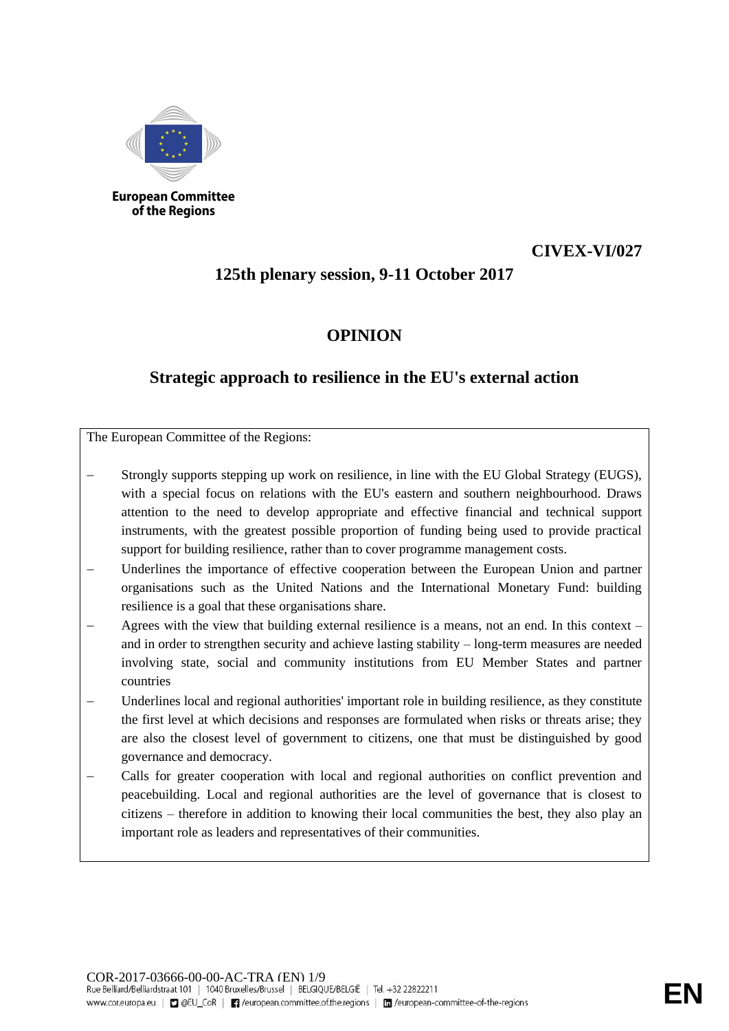European Committee of the Regions

**CIVEX-VI/027**

**125th plenary session, 9-11 October 2017**

# OPINION

## Strategic approach to resilience in the EU's external action

The European Committee of the Regions:

- Strongly supports stepping up work on resilience, in line with the EU Global Strategy (EUGS), with a special focus on relations with the EU's eastern and southern neighbourhood. Draws attention to the need to develop appropriate and effective financial and technical support instruments, with the greatest possible proportion of funding being used to provide practical support for building resilience, rather than to cover programme management costs.
- Underlines the importance of effective cooperation between the European Union and partner organisations such as the United Nations and the International Monetary Fund: building resilience is a goal that these organisations share.
- Agrees with the view that building external resilience is a means, not an end. In this context – and in order to strengthen security and achieve lasting stability – long-term measures are needed involving state, social and community institutions from EU Member States and partner countries
- Underlines local and regional authorities' important role in building resilience, as they constitute the first level at which decisions and responses are formulated when risks or threats arise; they are also the closest level of government to citizens, one that must be distinguished by good governance and democracy.
- Calls for greater cooperation with local and regional authorities on conflict prevention and peacebuilding. Local and regional authorities are the level of governance that is closest to citizens – therefore in addition to knowing their local communities the best, they also play an important role as leaders and representatives of their communities.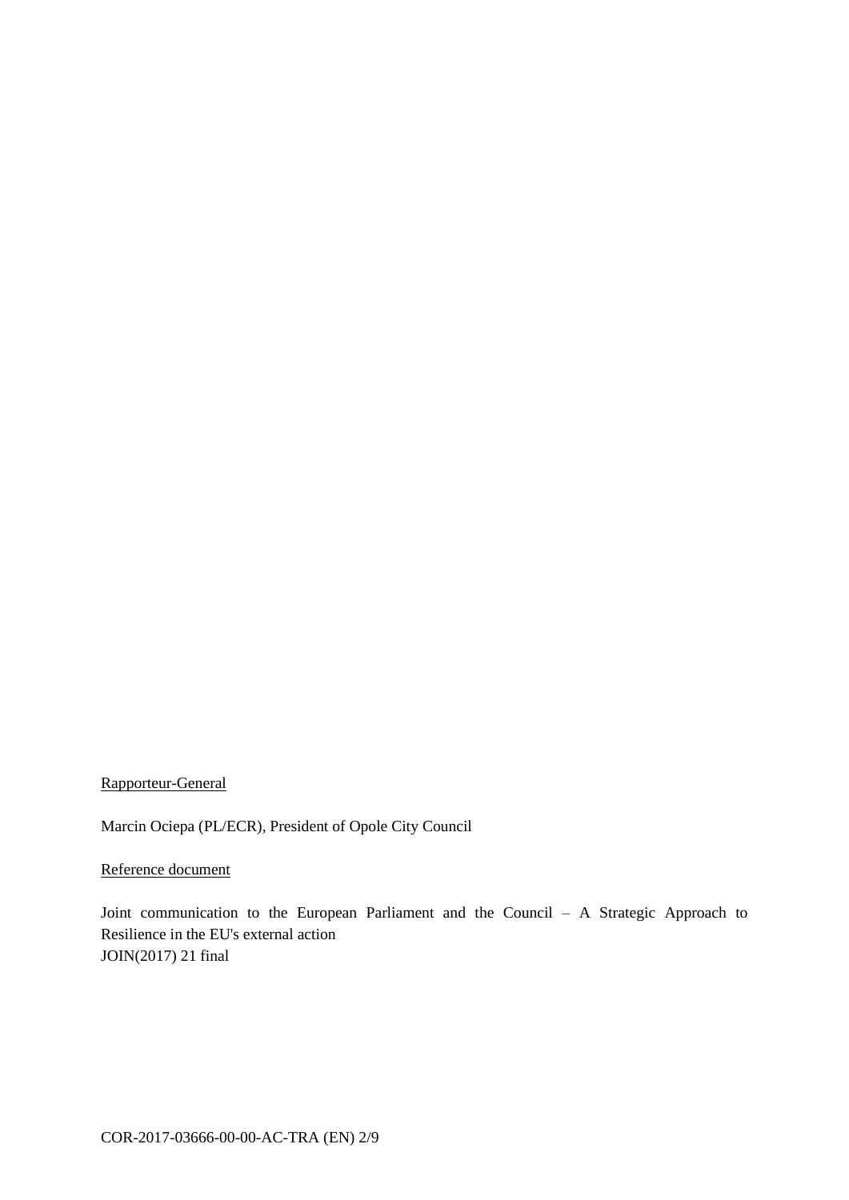Rapporteur-General

Marcin Ociepa (PL/ECR), President of Opole City Council

Reference document

Joint communication to the European Parliament and the Council – A Strategic Approach to Resilience in the EU's external action
JOIN(2017) 21 final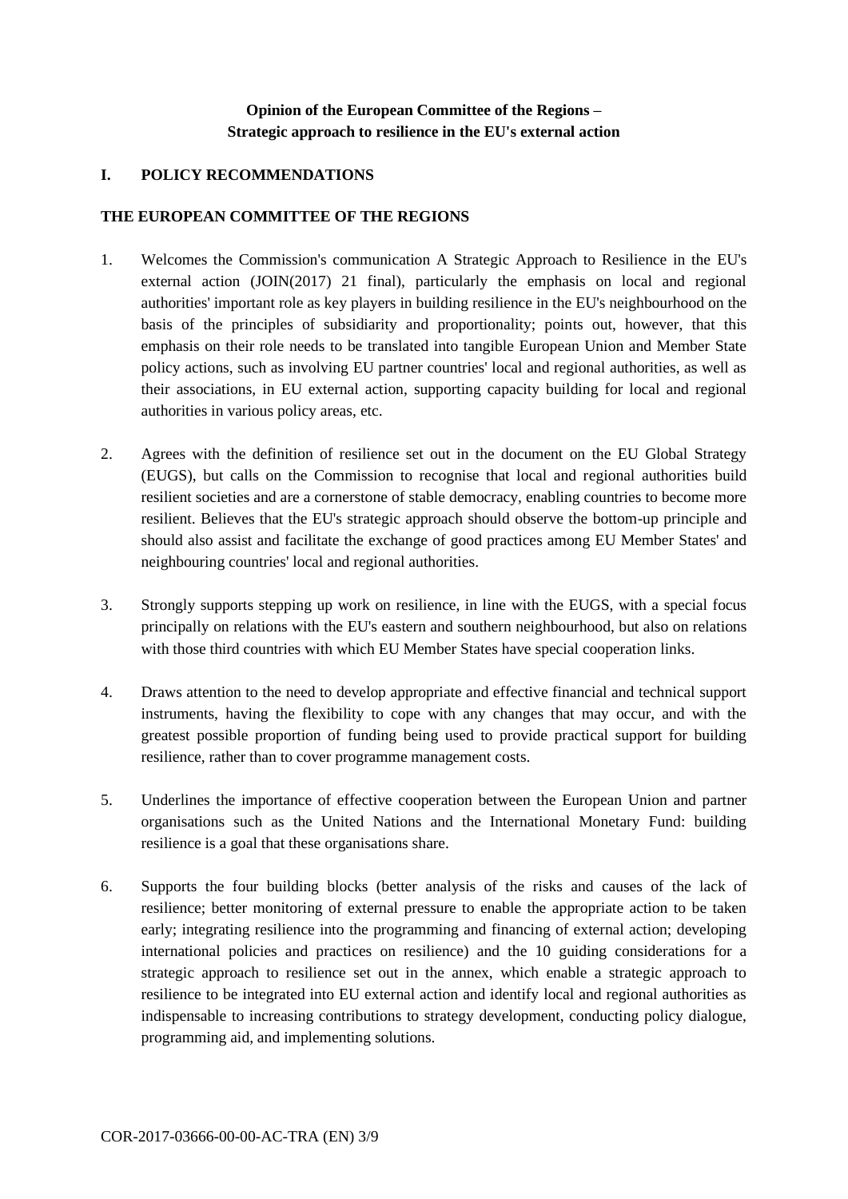**Opinion of the European Committee of the Regions – Strategic approach to resilience in the EU's external action**

## I. POLICY RECOMMENDATIONS

**THE EUROPEAN COMMITTEE OF THE REGIONS**

1. Welcomes the Commission's communication A Strategic Approach to Resilience in the EU's external action (JOIN(2017) 21 final), particularly the emphasis on local and regional authorities' important role as key players in building resilience in the EU's neighbourhood on the basis of the principles of subsidiarity and proportionality; points out, however, that this emphasis on their role needs to be translated into tangible European Union and Member State policy actions, such as involving EU partner countries' local and regional authorities, as well as their associations, in EU external action, supporting capacity building for local and regional authorities in various policy areas, etc.

2. Agrees with the definition of resilience set out in the document on the EU Global Strategy (EUGS), but calls on the Commission to recognise that local and regional authorities build resilient societies and are a cornerstone of stable democracy, enabling countries to become more resilient. Believes that the EU's strategic approach should observe the bottom-up principle and should also assist and facilitate the exchange of good practices among EU Member States' and neighbouring countries' local and regional authorities.

3. Strongly supports stepping up work on resilience, in line with the EUGS, with a special focus principally on relations with the EU's eastern and southern neighbourhood, but also on relations with those third countries with which EU Member States have special cooperation links.

4. Draws attention to the need to develop appropriate and effective financial and technical support instruments, having the flexibility to cope with any changes that may occur, and with the greatest possible proportion of funding being used to provide practical support for building resilience, rather than to cover programme management costs.

5. Underlines the importance of effective cooperation between the European Union and partner organisations such as the United Nations and the International Monetary Fund: building resilience is a goal that these organisations share.

6. Supports the four building blocks (better analysis of the risks and causes of the lack of resilience; better monitoring of external pressure to enable the appropriate action to be taken early; integrating resilience into the programming and financing of external action; developing international policies and practices on resilience) and the 10 guiding considerations for a strategic approach to resilience set out in the annex, which enable a strategic approach to resilience to be integrated into EU external action and identify local and regional authorities as indispensable to increasing contributions to strategy development, conducting policy dialogue, programming aid, and implementing solutions.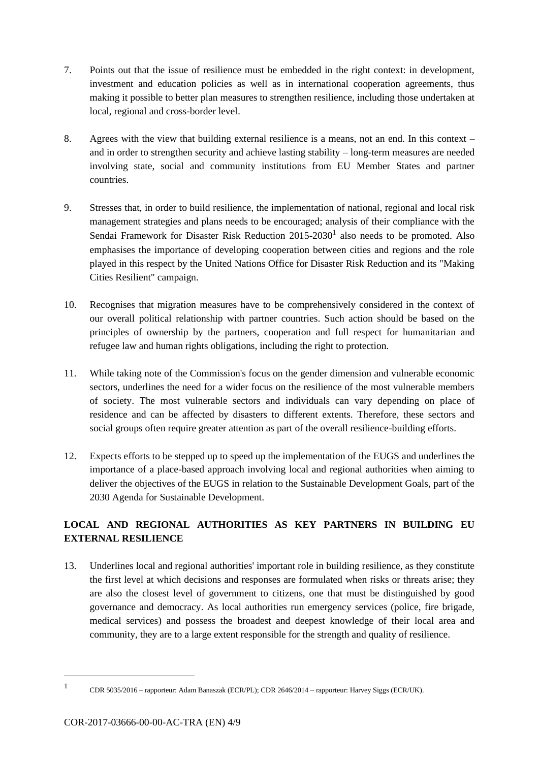7. Points out that the issue of resilience must be embedded in the right context: in development, investment and education policies as well as in international cooperation agreements, thus making it possible to better plan measures to strengthen resilience, including those undertaken at local, regional and cross-border level.

8. Agrees with the view that building external resilience is a means, not an end. In this context – and in order to strengthen security and achieve lasting stability – long-term measures are needed involving state, social and community institutions from EU Member States and partner countries.

9. Stresses that, in order to build resilience, the implementation of national, regional and local risk management strategies and plans needs to be encouraged; analysis of their compliance with the Sendai Framework for Disaster Risk Reduction 2015-2030[1] also needs to be promoted. Also emphasises the importance of developing cooperation between cities and regions and the role played in this respect by the United Nations Office for Disaster Risk Reduction and its "Making Cities Resilient" campaign.

10. Recognises that migration measures have to be comprehensively considered in the context of our overall political relationship with partner countries. Such action should be based on the principles of ownership by the partners, cooperation and full respect for humanitarian and refugee law and human rights obligations, including the right to protection.

11. While taking note of the Commission's focus on the gender dimension and vulnerable economic sectors, underlines the need for a wider focus on the resilience of the most vulnerable members of society. The most vulnerable sectors and individuals can vary depending on place of residence and can be affected by disasters to different extents. Therefore, these sectors and social groups often require greater attention as part of the overall resilience-building efforts.

12. Expects efforts to be stepped up to speed up the implementation of the EUGS and underlines the importance of a place-based approach involving local and regional authorities when aiming to deliver the objectives of the EUGS in relation to the Sustainable Development Goals, part of the 2030 Agenda for Sustainable Development.

## LOCAL AND REGIONAL AUTHORITIES AS KEY PARTNERS IN BUILDING EU EXTERNAL RESILIENCE

13. Underlines local and regional authorities' important role in building resilience, as they constitute the first level at which decisions and responses are formulated when risks or threats arise; they are also the closest level of government to citizens, one that must be distinguished by good governance and democracy. As local authorities run emergency services (police, fire brigade, medical services) and possess the broadest and deepest knowledge of their local area and community, they are to a large extent responsible for the strength and quality of resilience.

---

[1] CDR 5035/2016 – rapporteur: Adam Banaszak (ECR/PL); CDR 2646/2014 – rapporteur: Harvey Siggs (ECR/UK).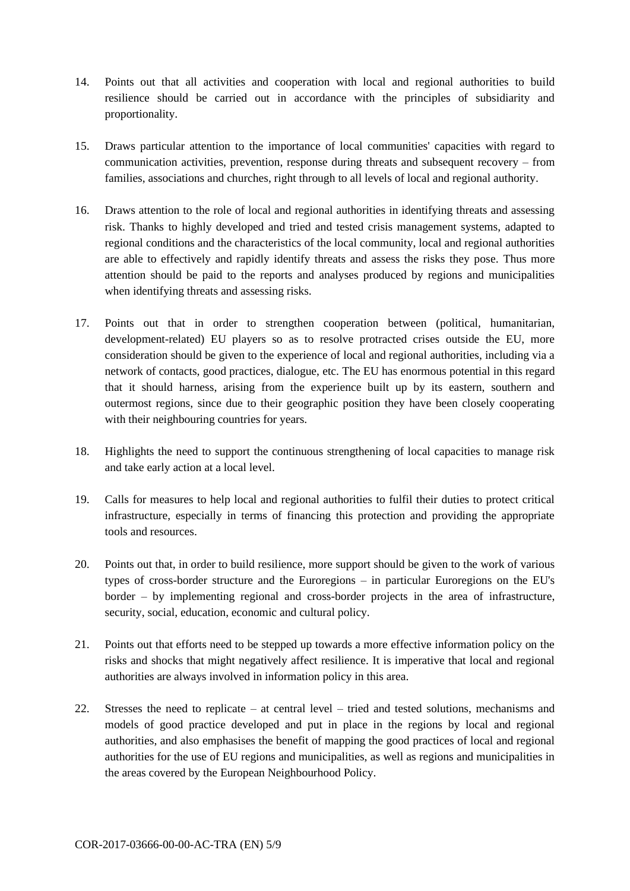14. Points out that all activities and cooperation with local and regional authorities to build resilience should be carried out in accordance with the principles of subsidiarity and proportionality.

15. Draws particular attention to the importance of local communities' capacities with regard to communication activities, prevention, response during threats and subsequent recovery – from families, associations and churches, right through to all levels of local and regional authority.

16. Draws attention to the role of local and regional authorities in identifying threats and assessing risk. Thanks to highly developed and tried and tested crisis management systems, adapted to regional conditions and the characteristics of the local community, local and regional authorities are able to effectively and rapidly identify threats and assess the risks they pose. Thus more attention should be paid to the reports and analyses produced by regions and municipalities when identifying threats and assessing risks.

17. Points out that in order to strengthen cooperation between (political, humanitarian, development-related) EU players so as to resolve protracted crises outside the EU, more consideration should be given to the experience of local and regional authorities, including via a network of contacts, good practices, dialogue, etc. The EU has enormous potential in this regard that it should harness, arising from the experience built up by its eastern, southern and outermost regions, since due to their geographic position they have been closely cooperating with their neighbouring countries for years.

18. Highlights the need to support the continuous strengthening of local capacities to manage risk and take early action at a local level.

19. Calls for measures to help local and regional authorities to fulfil their duties to protect critical infrastructure, especially in terms of financing this protection and providing the appropriate tools and resources.

20. Points out that, in order to build resilience, more support should be given to the work of various types of cross-border structure and the Euroregions – in particular Euroregions on the EU's border – by implementing regional and cross-border projects in the area of infrastructure, security, social, education, economic and cultural policy.

21. Points out that efforts need to be stepped up towards a more effective information policy on the risks and shocks that might negatively affect resilience. It is imperative that local and regional authorities are always involved in information policy in this area.

22. Stresses the need to replicate – at central level – tried and tested solutions, mechanisms and models of good practice developed and put in place in the regions by local and regional authorities, and also emphasises the benefit of mapping the good practices of local and regional authorities for the use of EU regions and municipalities, as well as regions and municipalities in the areas covered by the European Neighbourhood Policy.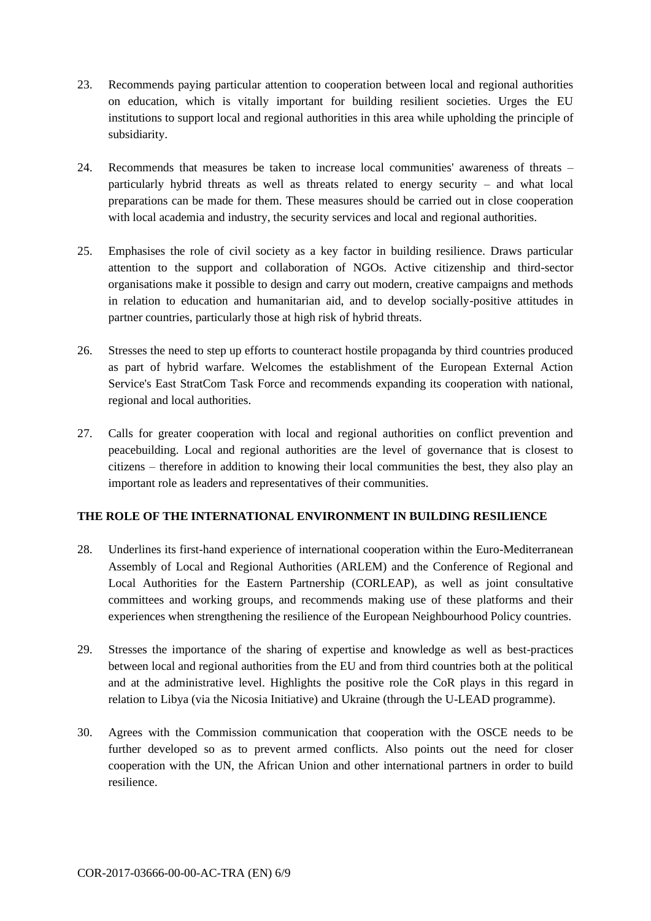23. Recommends paying particular attention to cooperation between local and regional authorities on education, which is vitally important for building resilient societies. Urges the EU institutions to support local and regional authorities in this area while upholding the principle of subsidiarity.

24. Recommends that measures be taken to increase local communities' awareness of threats – particularly hybrid threats as well as threats related to energy security – and what local preparations can be made for them. These measures should be carried out in close cooperation with local academia and industry, the security services and local and regional authorities.

25. Emphasises the role of civil society as a key factor in building resilience. Draws particular attention to the support and collaboration of NGOs. Active citizenship and third-sector organisations make it possible to design and carry out modern, creative campaigns and methods in relation to education and humanitarian aid, and to develop socially-positive attitudes in partner countries, particularly those at high risk of hybrid threats.

26. Stresses the need to step up efforts to counteract hostile propaganda by third countries produced as part of hybrid warfare. Welcomes the establishment of the European External Action Service's East StratCom Task Force and recommends expanding its cooperation with national, regional and local authorities.

27. Calls for greater cooperation with local and regional authorities on conflict prevention and peacebuilding. Local and regional authorities are the level of governance that is closest to citizens – therefore in addition to knowing their local communities the best, they also play an important role as leaders and representatives of their communities.

**THE ROLE OF THE INTERNATIONAL ENVIRONMENT IN BUILDING RESILIENCE**

28. Underlines its first-hand experience of international cooperation within the Euro-Mediterranean Assembly of Local and Regional Authorities (ARLEM) and the Conference of Regional and Local Authorities for the Eastern Partnership (CORLEAP), as well as joint consultative committees and working groups, and recommends making use of these platforms and their experiences when strengthening the resilience of the European Neighbourhood Policy countries.

29. Stresses the importance of the sharing of expertise and knowledge as well as best-practices between local and regional authorities from the EU and from third countries both at the political and at the administrative level. Highlights the positive role the CoR plays in this regard in relation to Libya (via the Nicosia Initiative) and Ukraine (through the U-LEAD programme).

30. Agrees with the Commission communication that cooperation with the OSCE needs to be further developed so as to prevent armed conflicts. Also points out the need for closer cooperation with the UN, the African Union and other international partners in order to build resilience.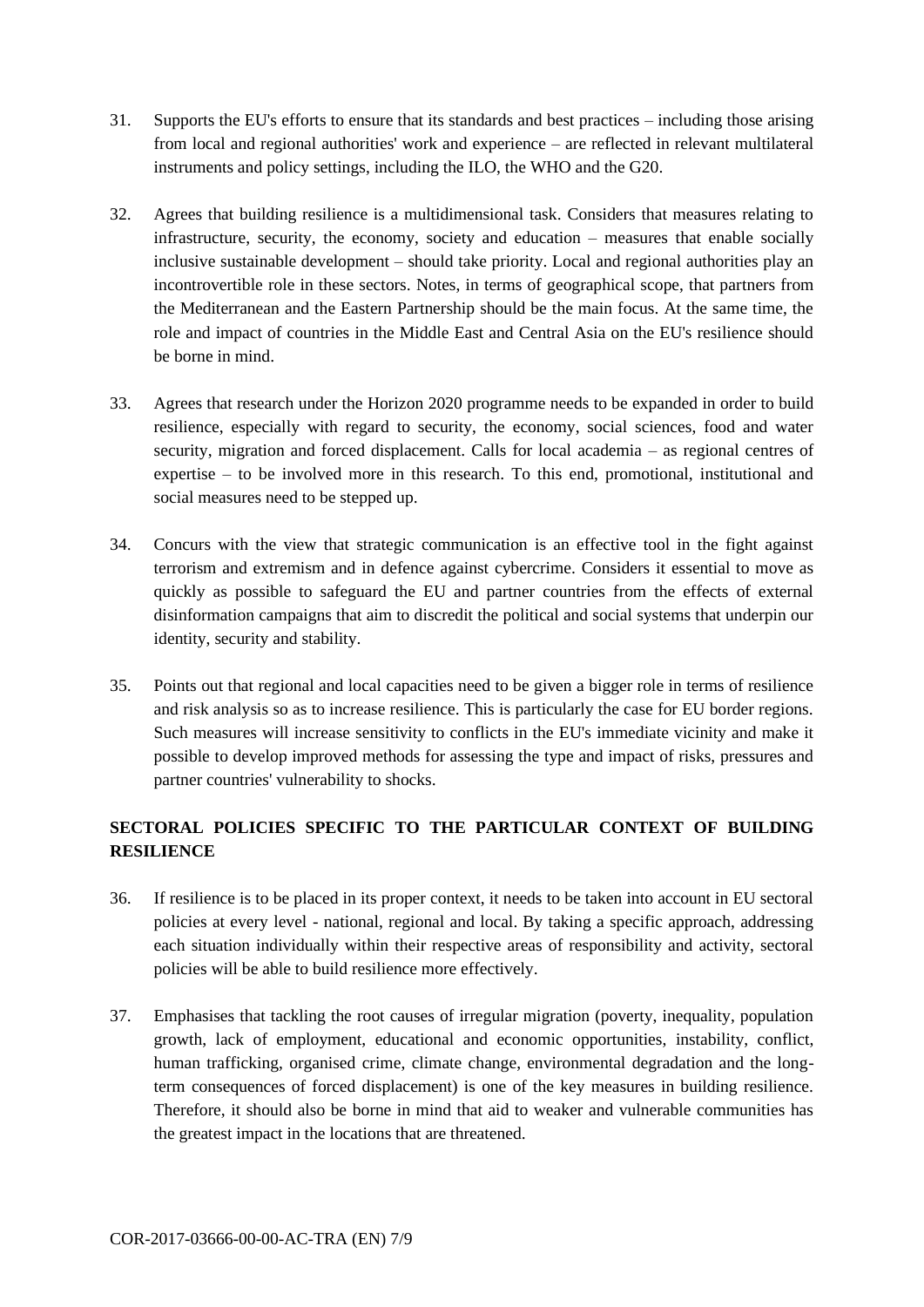31. Supports the EU's efforts to ensure that its standards and best practices – including those arising from local and regional authorities' work and experience – are reflected in relevant multilateral instruments and policy settings, including the ILO, the WHO and the G20.

32. Agrees that building resilience is a multidimensional task. Considers that measures relating to infrastructure, security, the economy, society and education – measures that enable socially inclusive sustainable development – should take priority. Local and regional authorities play an incontrovertible role in these sectors. Notes, in terms of geographical scope, that partners from the Mediterranean and the Eastern Partnership should be the main focus. At the same time, the role and impact of countries in the Middle East and Central Asia on the EU's resilience should be borne in mind.

33. Agrees that research under the Horizon 2020 programme needs to be expanded in order to build resilience, especially with regard to security, the economy, social sciences, food and water security, migration and forced displacement. Calls for local academia – as regional centres of expertise – to be involved more in this research. To this end, promotional, institutional and social measures need to be stepped up.

34. Concurs with the view that strategic communication is an effective tool in the fight against terrorism and extremism and in defence against cybercrime. Considers it essential to move as quickly as possible to safeguard the EU and partner countries from the effects of external disinformation campaigns that aim to discredit the political and social systems that underpin our identity, security and stability.

35. Points out that regional and local capacities need to be given a bigger role in terms of resilience and risk analysis so as to increase resilience. This is particularly the case for EU border regions. Such measures will increase sensitivity to conflicts in the EU's immediate vicinity and make it possible to develop improved methods for assessing the type and impact of risks, pressures and partner countries' vulnerability to shocks.

## SECTORAL POLICIES SPECIFIC TO THE PARTICULAR CONTEXT OF BUILDING RESILIENCE

36. If resilience is to be placed in its proper context, it needs to be taken into account in EU sectoral policies at every level - national, regional and local. By taking a specific approach, addressing each situation individually within their respective areas of responsibility and activity, sectoral policies will be able to build resilience more effectively.

37. Emphasises that tackling the root causes of irregular migration (poverty, inequality, population growth, lack of employment, educational and economic opportunities, instability, conflict, human trafficking, organised crime, climate change, environmental degradation and the long-term consequences of forced displacement) is one of the key measures in building resilience. Therefore, it should also be borne in mind that aid to weaker and vulnerable communities has the greatest impact in the locations that are threatened.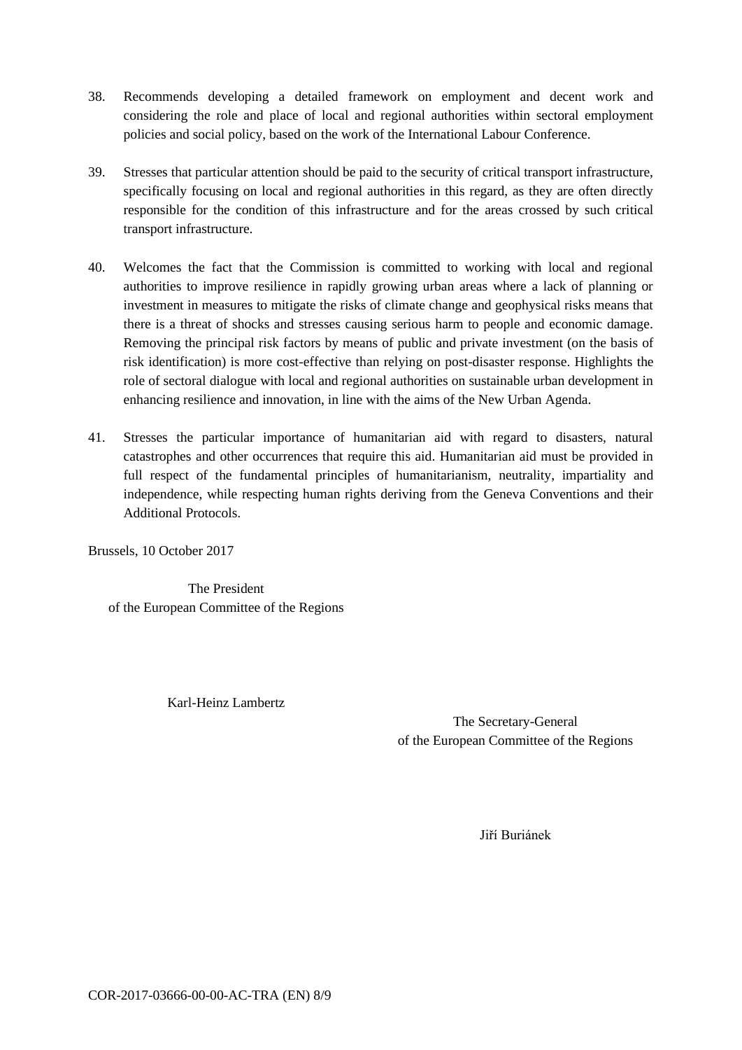38. Recommends developing a detailed framework on employment and decent work and considering the role and place of local and regional authorities within sectoral employment policies and social policy, based on the work of the International Labour Conference.

39. Stresses that particular attention should be paid to the security of critical transport infrastructure, specifically focusing on local and regional authorities in this regard, as they are often directly responsible for the condition of this infrastructure and for the areas crossed by such critical transport infrastructure.

40. Welcomes the fact that the Commission is committed to working with local and regional authorities to improve resilience in rapidly growing urban areas where a lack of planning or investment in measures to mitigate the risks of climate change and geophysical risks means that there is a threat of shocks and stresses causing serious harm to people and economic damage. Removing the principal risk factors by means of public and private investment (on the basis of risk identification) is more cost-effective than relying on post-disaster response. Highlights the role of sectoral dialogue with local and regional authorities on sustainable urban development in enhancing resilience and innovation, in line with the aims of the New Urban Agenda.

41. Stresses the particular importance of humanitarian aid with regard to disasters, natural catastrophes and other occurrences that require this aid. Humanitarian aid must be provided in full respect of the fundamental principles of humanitarianism, neutrality, impartiality and independence, while respecting human rights deriving from the Geneva Conventions and their Additional Protocols.

Brussels, 10 October 2017

The President
of the European Committee of the Regions

Karl-Heinz Lambertz

The Secretary-General
of the European Committee of the Regions

Jiří Buriánek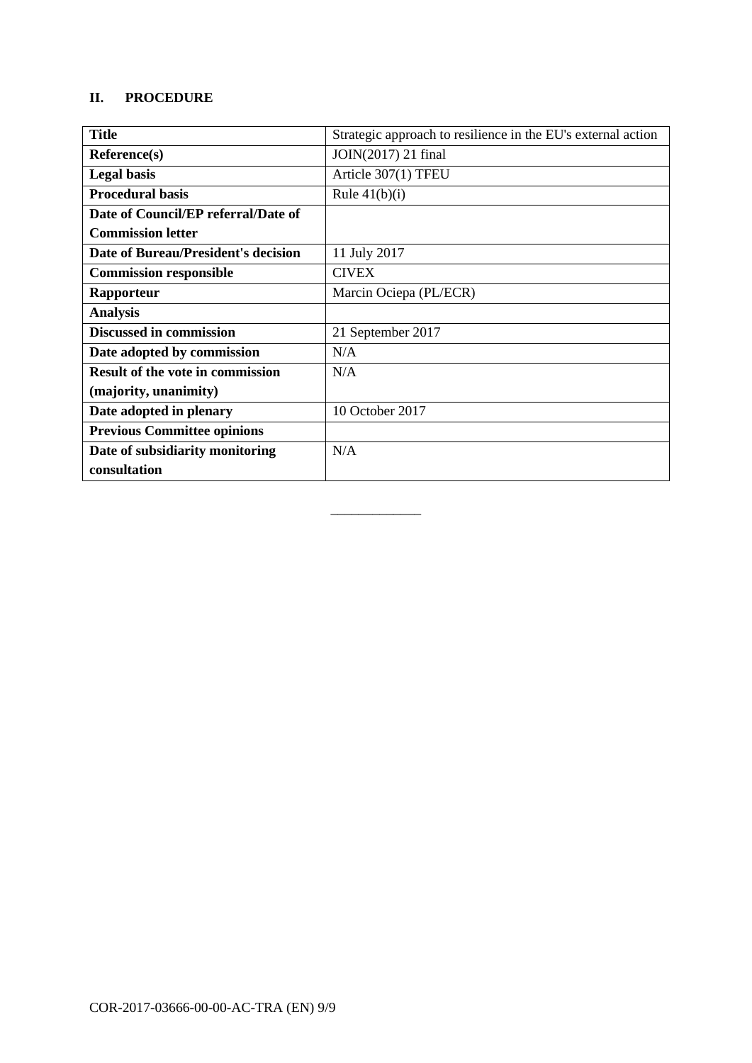## II. PROCEDURE

| | |
|---|---|
| **Title** | Strategic approach to resilience in the EU's external action |
| **Reference(s)** | JOIN(2017) 21 final |
| **Legal basis** | Article 307(1) TFEU |
| **Procedural basis** | Rule 41(b)(i) |
| **Date of Council/EP referral/Date of Commission letter** | |
| **Date of Bureau/President's decision** | 11 July 2017 |
| **Commission responsible** | CIVEX |
| **Rapporteur** | Marcin Ociepa (PL/ECR) |
| **Analysis** | |
| **Discussed in commission** | 21 September 2017 |
| **Date adopted by commission** | N/A |
| **Result of the vote in commission (majority, unanimity)** | N/A |
| **Date adopted in plenary** | 10 October 2017 |
| **Previous Committee opinions** | |
| **Date of subsidiarity monitoring consultation** | N/A |

_____________